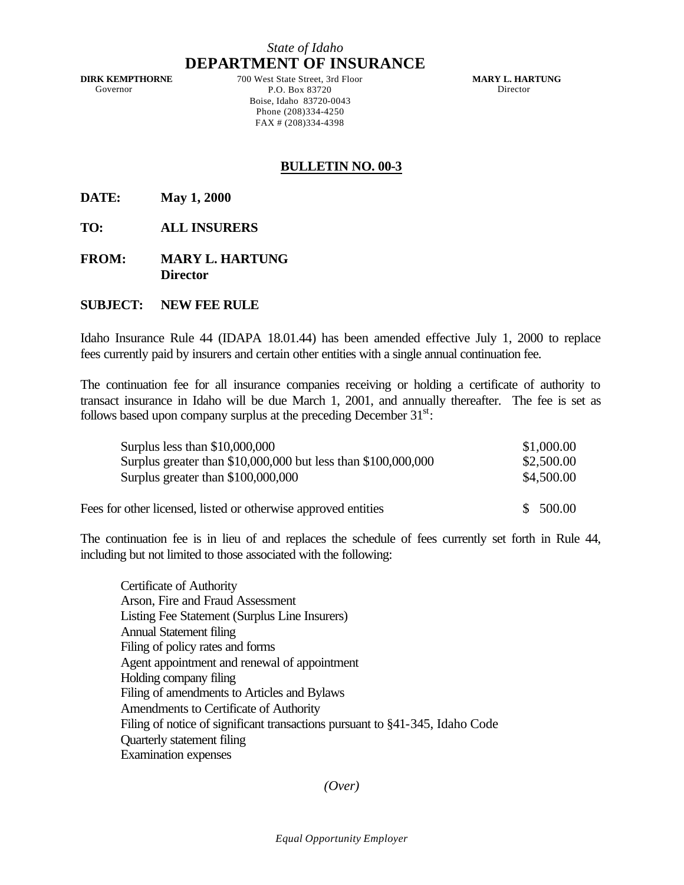*State of Idaho*

# DEPARTMENT OF INSURANCE

**DIRK KEMPTHORNE**
Governor

700 West State Street, 3rd Floor
P.O. Box 83720
Boise, Idaho 83720-0043
Phone (208)334-4250
FAX # (208)334-4398

**MARY L. HARTUNG**
Director

## BULLETIN NO. 00-3

**DATE:** **May 1, 2000**

**TO:** **ALL INSURERS**

**FROM:** **MARY L. HARTUNG**
**Director**

**SUBJECT:** **NEW FEE RULE**

Idaho Insurance Rule 44 (IDAPA 18.01.44) has been amended effective July 1, 2000 to replace fees currently paid by insurers and certain other entities with a single annual continuation fee.

The continuation fee for all insurance companies receiving or holding a certificate of authority to transact insurance in Idaho will be due March 1, 2001, and annually thereafter. The fee is set as follows based upon company surplus at the preceding December 31st:

| | |
|---|---|
| Surplus less than $10,000,000 | $1,000.00 |
| Surplus greater than $10,000,000 but less than $100,000,000 | $2,500.00 |
| Surplus greater than $100,000,000 | $4,500.00 |
| | |
| Fees for other licensed, listed or otherwise approved entities | $ 500.00 |

The continuation fee is in lieu of and replaces the schedule of fees currently set forth in Rule 44, including but not limited to those associated with the following:

- Certificate of Authority
- Arson, Fire and Fraud Assessment
- Listing Fee Statement (Surplus Line Insurers)
- Annual Statement filing
- Filing of policy rates and forms
- Agent appointment and renewal of appointment
- Holding company filing
- Filing of amendments to Articles and Bylaws
- Amendments to Certificate of Authority
- Filing of notice of significant transactions pursuant to §41-345, Idaho Code
- Quarterly statement filing
- Examination expenses

*(Over)*

*Equal Opportunity Employer*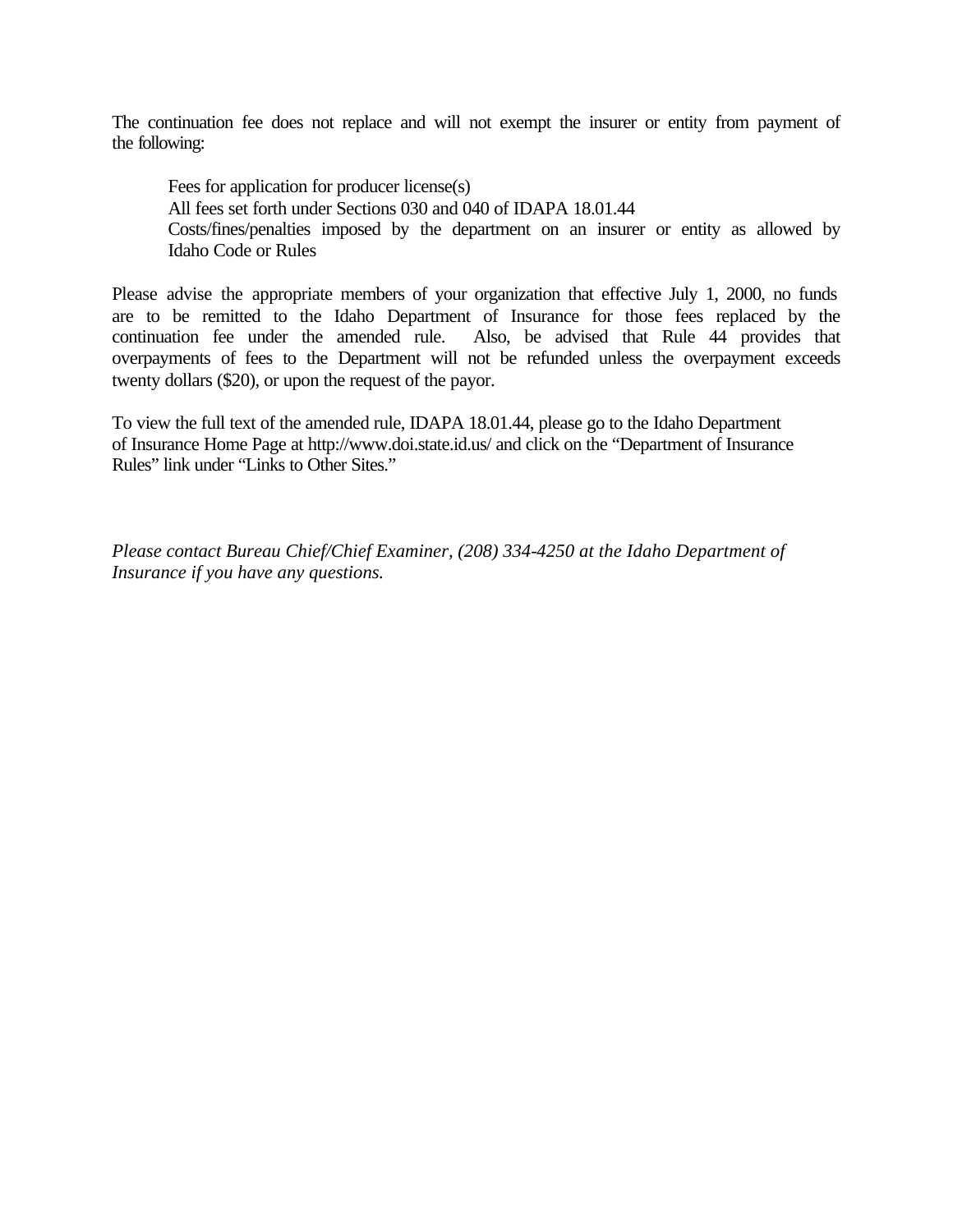The continuation fee does not replace and will not exempt the insurer or entity from payment of the following:

- Fees for application for producer license(s)
- All fees set forth under Sections 030 and 040 of IDAPA 18.01.44
- Costs/fines/penalties imposed by the department on an insurer or entity as allowed by Idaho Code or Rules

Please advise the appropriate members of your organization that effective July 1, 2000, no funds are to be remitted to the Idaho Department of Insurance for those fees replaced by the continuation fee under the amended rule. Also, be advised that Rule 44 provides that overpayments of fees to the Department will not be refunded unless the overpayment exceeds twenty dollars ($20), or upon the request of the payor.

To view the full text of the amended rule, IDAPA 18.01.44, please go to the Idaho Department of Insurance Home Page at http://www.doi.state.id.us/ and click on the "Department of Insurance Rules" link under "Links to Other Sites."

*Please contact Bureau Chief/Chief Examiner, (208) 334-4250 at the Idaho Department of Insurance if you have any questions.*